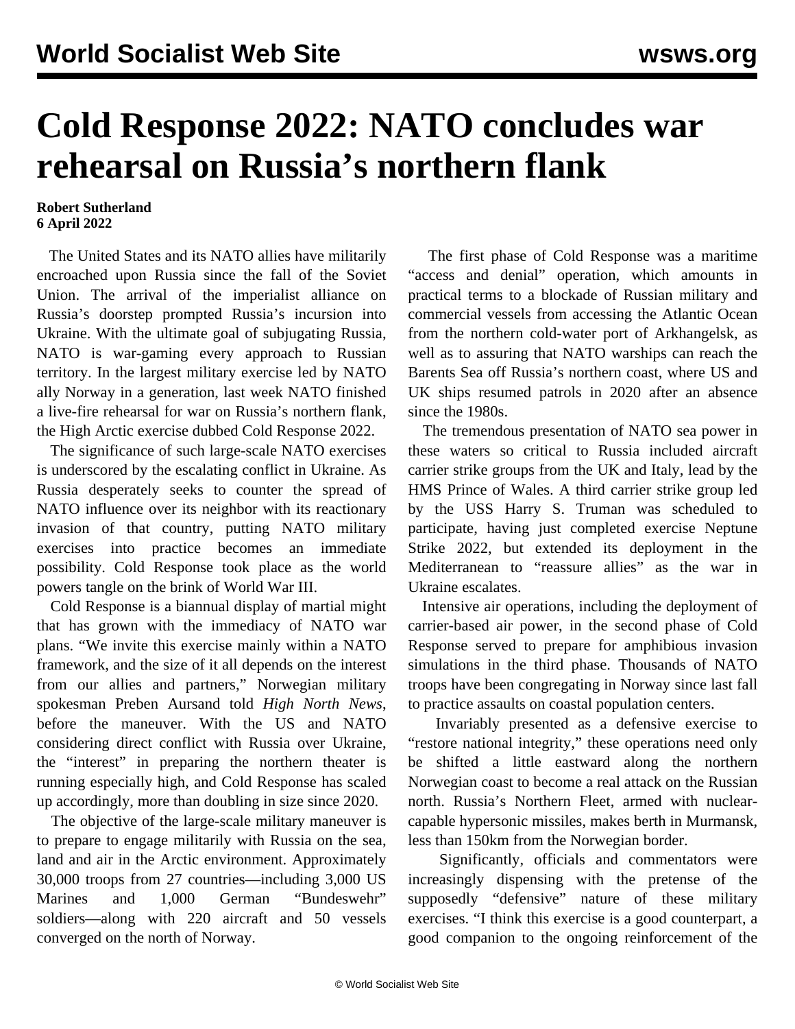# Cold Response 2022: NATO concludes war rehearsal on Russia's northern flank

**Robert Sutherland**
**6 April 2022**

The United States and its NATO allies have militarily encroached upon Russia since the fall of the Soviet Union. The arrival of the imperialist alliance on Russia's doorstep prompted Russia's incursion into Ukraine. With the ultimate goal of subjugating Russia, NATO is war-gaming every approach to Russian territory. In the largest military exercise led by NATO ally Norway in a generation, last week NATO finished a live-fire rehearsal for war on Russia's northern flank, the High Arctic exercise dubbed Cold Response 2022.

The significance of such large-scale NATO exercises is underscored by the escalating conflict in Ukraine. As Russia desperately seeks to counter the spread of NATO influence over its neighbor with its reactionary invasion of that country, putting NATO military exercises into practice becomes an immediate possibility. Cold Response took place as the world powers tangle on the brink of World War III.

Cold Response is a biannual display of martial might that has grown with the immediacy of NATO war plans. "We invite this exercise mainly within a NATO framework, and the size of it all depends on the interest from our allies and partners," Norwegian military spokesman Preben Aursand told *High North News*, before the maneuver. With the US and NATO considering direct conflict with Russia over Ukraine, the "interest" in preparing the northern theater is running especially high, and Cold Response has scaled up accordingly, more than doubling in size since 2020.

The objective of the large-scale military maneuver is to prepare to engage militarily with Russia on the sea, land and air in the Arctic environment. Approximately 30,000 troops from 27 countries—including 3,000 US Marines and 1,000 German "Bundeswehr" soldiers—along with 220 aircraft and 50 vessels converged on the north of Norway.

The first phase of Cold Response was a maritime "access and denial" operation, which amounts in practical terms to a blockade of Russian military and commercial vessels from accessing the Atlantic Ocean from the northern cold-water port of Arkhangelsk, as well as to assuring that NATO warships can reach the Barents Sea off Russia's northern coast, where US and UK ships resumed patrols in 2020 after an absence since the 1980s.

The tremendous presentation of NATO sea power in these waters so critical to Russia included aircraft carrier strike groups from the UK and Italy, lead by the HMS Prince of Wales. A third carrier strike group led by the USS Harry S. Truman was scheduled to participate, having just completed exercise Neptune Strike 2022, but extended its deployment in the Mediterranean to "reassure allies" as the war in Ukraine escalates.

Intensive air operations, including the deployment of carrier-based air power, in the second phase of Cold Response served to prepare for amphibious invasion simulations in the third phase. Thousands of NATO troops have been congregating in Norway since last fall to practice assaults on coastal population centers.

Invariably presented as a defensive exercise to "restore national integrity," these operations need only be shifted a little eastward along the northern Norwegian coast to become a real attack on the Russian north. Russia's Northern Fleet, armed with nuclear-capable hypersonic missiles, makes berth in Murmansk, less than 150km from the Norwegian border.

Significantly, officials and commentators were increasingly dispensing with the pretense of the supposedly "defensive" nature of these military exercises. "I think this exercise is a good counterpart, a good companion to the ongoing reinforcement of the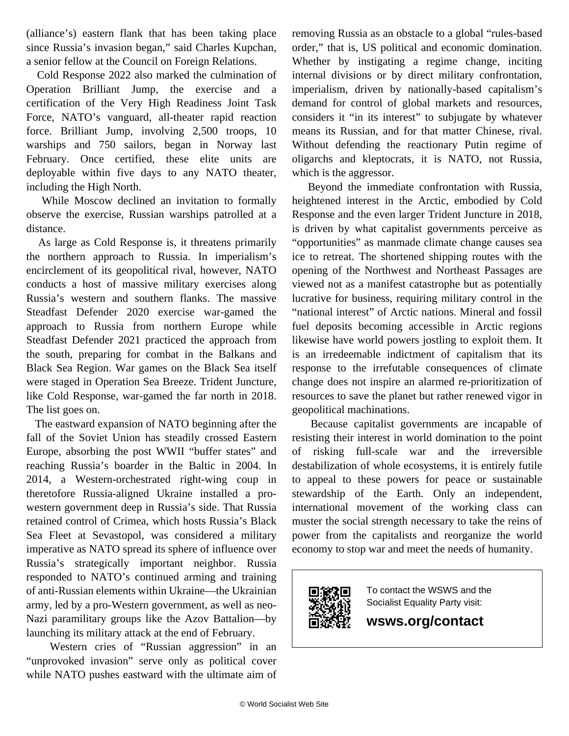(alliance's) eastern flank that has been taking place since Russia's invasion began," said Charles Kupchan, a senior fellow at the Council on Foreign Relations.

Cold Response 2022 also marked the culmination of Operation Brilliant Jump, the exercise and a certification of the Very High Readiness Joint Task Force, NATO's vanguard, all-theater rapid reaction force. Brilliant Jump, involving 2,500 troops, 10 warships and 750 sailors, began in Norway last February. Once certified, these elite units are deployable within five days to any NATO theater, including the High North.

While Moscow declined an invitation to formally observe the exercise, Russian warships patrolled at a distance.

As large as Cold Response is, it threatens primarily the northern approach to Russia. In imperialism's encirclement of its geopolitical rival, however, NATO conducts a host of massive military exercises along Russia's western and southern flanks. The massive Steadfast Defender 2020 exercise war-gamed the approach to Russia from northern Europe while Steadfast Defender 2021 practiced the approach from the south, preparing for combat in the Balkans and Black Sea Region. War games on the Black Sea itself were staged in Operation Sea Breeze. Trident Juncture, like Cold Response, war-gamed the far north in 2018. The list goes on.

The eastward expansion of NATO beginning after the fall of the Soviet Union has steadily crossed Eastern Europe, absorbing the post WWII "buffer states" and reaching Russia's boarder in the Baltic in 2004. In 2014, a Western-orchestrated right-wing coup in theretofore Russia-aligned Ukraine installed a pro-western government deep in Russia's side. That Russia retained control of Crimea, which hosts Russia's Black Sea Fleet at Sevastopol, was considered a military imperative as NATO spread its sphere of influence over Russia's strategically important neighbor. Russia responded to NATO's continued arming and training of anti-Russian elements within Ukraine—the Ukrainian army, led by a pro-Western government, as well as neo-Nazi paramilitary groups like the Azov Battalion—by launching its military attack at the end of February.

Western cries of "Russian aggression" in an "unprovoked invasion" serve only as political cover while NATO pushes eastward with the ultimate aim of removing Russia as an obstacle to a global "rules-based order," that is, US political and economic domination. Whether by instigating a regime change, inciting internal divisions or by direct military confrontation, imperialism, driven by nationally-based capitalism's demand for control of global markets and resources, considers it "in its interest" to subjugate by whatever means its Russian, and for that matter Chinese, rival. Without defending the reactionary Putin regime of oligarchs and kleptocrats, it is NATO, not Russia, which is the aggressor.

Beyond the immediate confrontation with Russia, heightened interest in the Arctic, embodied by Cold Response and the even larger Trident Juncture in 2018, is driven by what capitalist governments perceive as "opportunities" as manmade climate change causes sea ice to retreat. The shortened shipping routes with the opening of the Northwest and Northeast Passages are viewed not as a manifest catastrophe but as potentially lucrative for business, requiring military control in the "national interest" of Arctic nations. Mineral and fossil fuel deposits becoming accessible in Arctic regions likewise have world powers jostling to exploit them. It is an irredeemable indictment of capitalism that its response to the irrefutable consequences of climate change does not inspire an alarmed re-prioritization of resources to save the planet but rather renewed vigor in geopolitical machinations.

Because capitalist governments are incapable of resisting their interest in world domination to the point of risking full-scale war and the irreversible destabilization of whole ecosystems, it is entirely futile to appeal to these powers for peace or sustainable stewardship of the Earth. Only an independent, international movement of the working class can muster the social strength necessary to take the reins of power from the capitalists and reorganize the world economy to stop war and meet the needs of humanity.

To contact the WSWS and the Socialist Equality Party visit:

**wsws.org/contact**